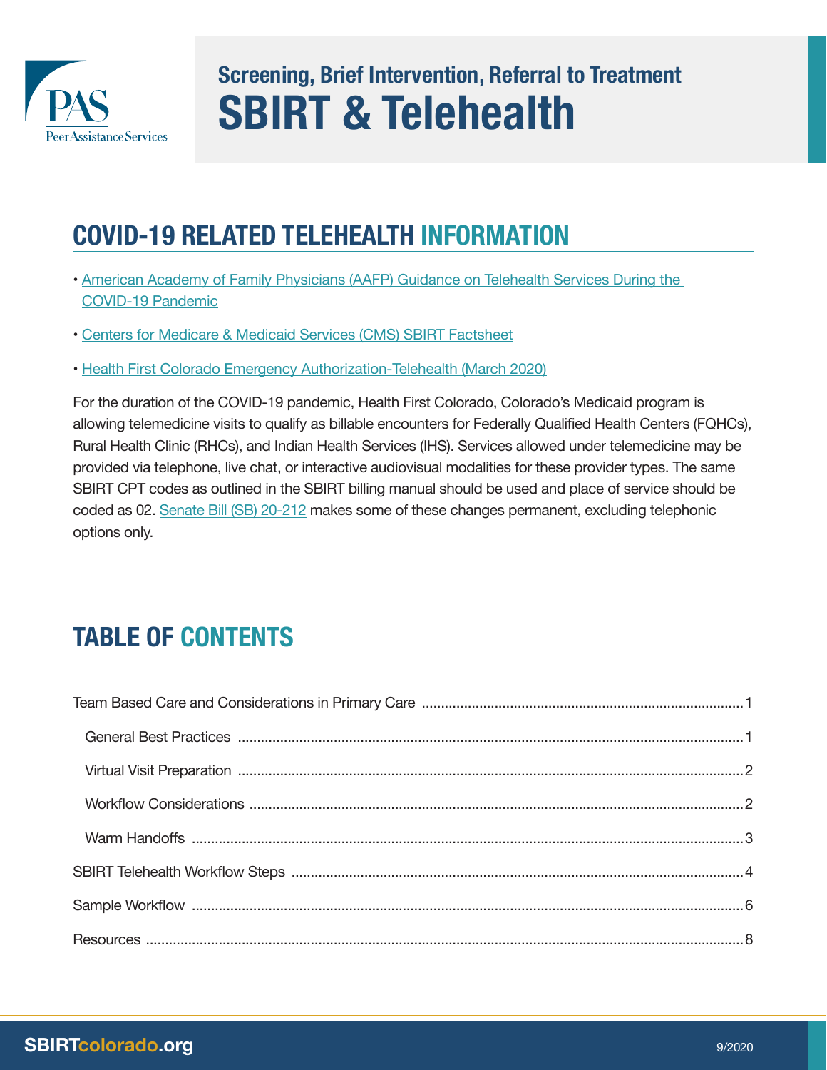Peer Assistance Services

## Screening, Brief Intervention, Referral to Treatment

# SBIRT & Telehealth

## COVID-19 RELATED TELEHEALTH INFORMATION

- American Academy of Family Physicians (AAFP) Guidance on Telehealth Services During the COVID-19 Pandemic
- Centers for Medicare & Medicaid Services (CMS) SBIRT Factsheet
- Health First Colorado Emergency Authorization-Telehealth (March 2020)

For the duration of the COVID-19 pandemic, Health First Colorado, Colorado's Medicaid program is allowing telemedicine visits to qualify as billable encounters for Federally Qualified Health Centers (FQHCs), Rural Health Clinic (RHCs), and Indian Health Services (IHS). Services allowed under telemedicine may be provided via telephone, live chat, or interactive audiovisual modalities for these provider types. The same SBIRT CPT codes as outlined in the SBIRT billing manual should be used and place of service should be coded as 02. Senate Bill (SB) 20-212 makes some of these changes permanent, excluding telephonic options only.

## TABLE OF CONTENTS

- Team Based Care and Considerations in Primary Care ..... 1
  - General Best Practices ..... 1
  - Virtual Visit Preparation ..... 2
  - Workflow Considerations ..... 2
  - Warm Handoffs ..... 3
- SBIRT Telehealth Workflow Steps ..... 4
- Sample Workflow ..... 6
- Resources ..... 8

SBIRTcolorado.org

9/2020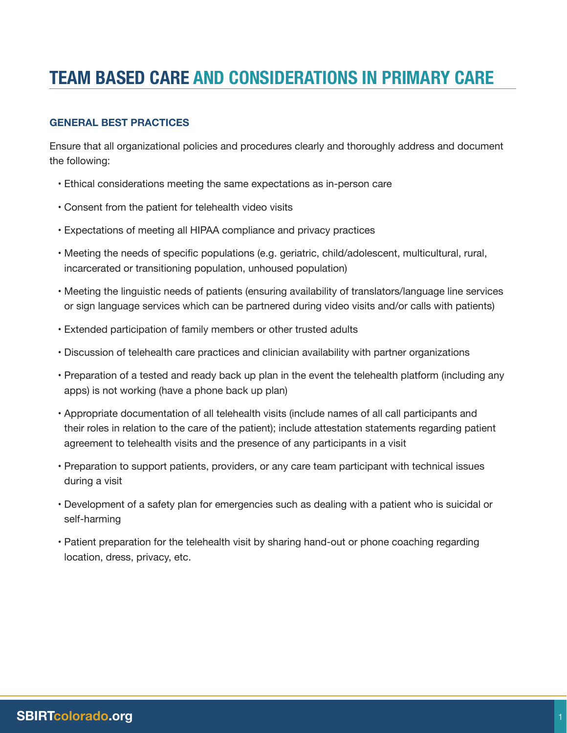# TEAM BASED CARE AND CONSIDERATIONS IN PRIMARY CARE

### GENERAL BEST PRACTICES

Ensure that all organizational policies and procedures clearly and thoroughly address and document the following:

- Ethical considerations meeting the same expectations as in-person care
- Consent from the patient for telehealth video visits
- Expectations of meeting all HIPAA compliance and privacy practices
- Meeting the needs of specific populations (e.g. geriatric, child/adolescent, multicultural, rural, incarcerated or transitioning population, unhoused population)
- Meeting the linguistic needs of patients (ensuring availability of translators/language line services or sign language services which can be partnered during video visits and/or calls with patients)
- Extended participation of family members or other trusted adults
- Discussion of telehealth care practices and clinician availability with partner organizations
- Preparation of a tested and ready back up plan in the event the telehealth platform (including any apps) is not working (have a phone back up plan)
- Appropriate documentation of all telehealth visits (include names of all call participants and their roles in relation to the care of the patient); include attestation statements regarding patient agreement to telehealth visits and the presence of any participants in a visit
- Preparation to support patients, providers, or any care team participant with technical issues during a visit
- Development of a safety plan for emergencies such as dealing with a patient who is suicidal or self-harming
- Patient preparation for the telehealth visit by sharing hand-out or phone coaching regarding location, dress, privacy, etc.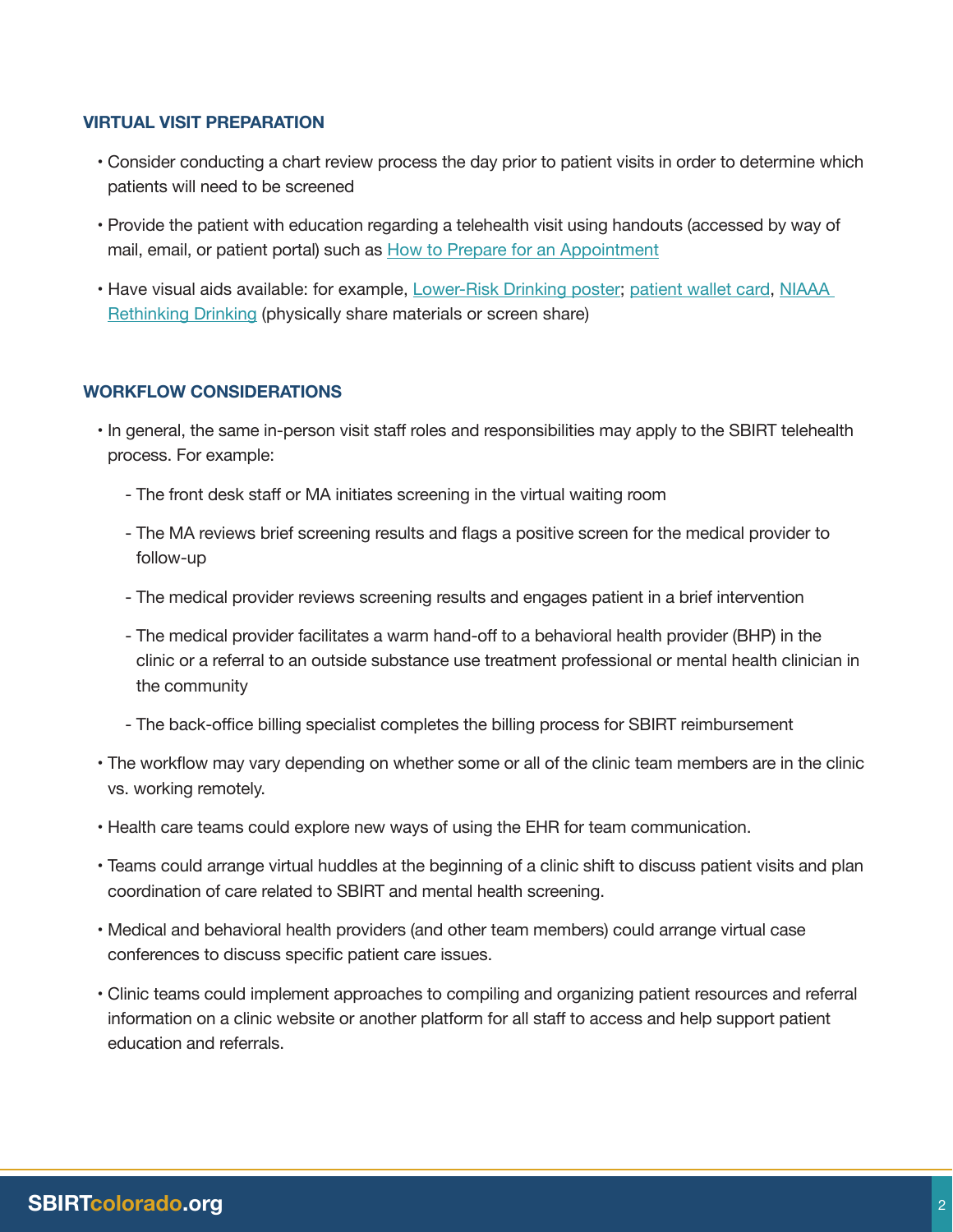## VIRTUAL VISIT PREPARATION

- Consider conducting a chart review process the day prior to patient visits in order to determine which patients will need to be screened
- Provide the patient with education regarding a telehealth visit using handouts (accessed by way of mail, email, or patient portal) such as How to Prepare for an Appointment
- Have visual aids available: for example, Lower-Risk Drinking poster; patient wallet card, NIAAA Rethinking Drinking (physically share materials or screen share)

## WORKFLOW CONSIDERATIONS

- In general, the same in-person visit staff roles and responsibilities may apply to the SBIRT telehealth process. For example:
  - The front desk staff or MA initiates screening in the virtual waiting room
  - The MA reviews brief screening results and flags a positive screen for the medical provider to follow-up
  - The medical provider reviews screening results and engages patient in a brief intervention
  - The medical provider facilitates a warm hand-off to a behavioral health provider (BHP) in the clinic or a referral to an outside substance use treatment professional or mental health clinician in the community
  - The back-office billing specialist completes the billing process for SBIRT reimbursement
- The workflow may vary depending on whether some or all of the clinic team members are in the clinic vs. working remotely.
- Health care teams could explore new ways of using the EHR for team communication.
- Teams could arrange virtual huddles at the beginning of a clinic shift to discuss patient visits and plan coordination of care related to SBIRT and mental health screening.
- Medical and behavioral health providers (and other team members) could arrange virtual case conferences to discuss specific patient care issues.
- Clinic teams could implement approaches to compiling and organizing patient resources and referral information on a clinic website or another platform for all staff to access and help support patient education and referrals.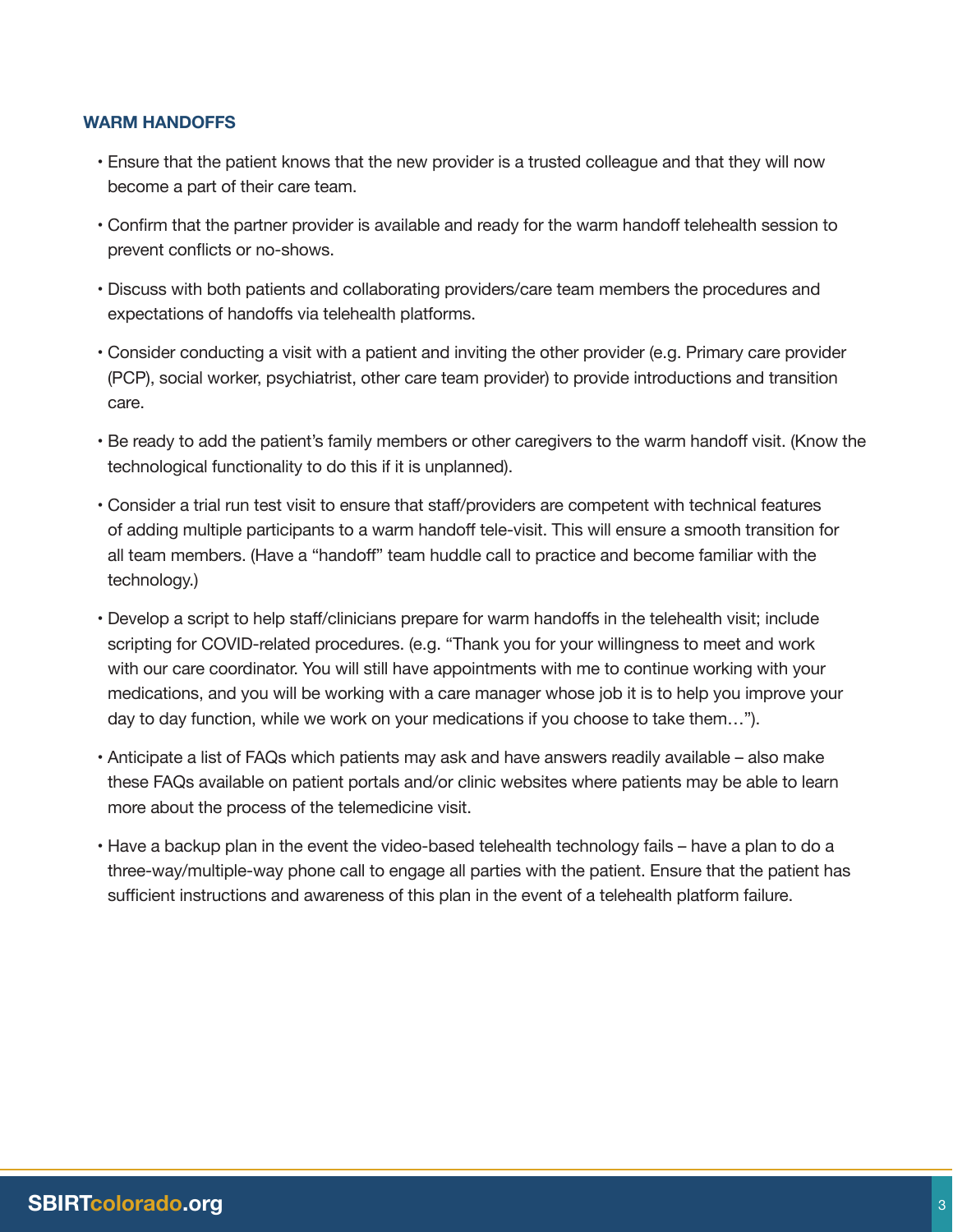## WARM HANDOFFS

- Ensure that the patient knows that the new provider is a trusted colleague and that they will now become a part of their care team.
- Confirm that the partner provider is available and ready for the warm handoff telehealth session to prevent conflicts or no-shows.
- Discuss with both patients and collaborating providers/care team members the procedures and expectations of handoffs via telehealth platforms.
- Consider conducting a visit with a patient and inviting the other provider (e.g. Primary care provider (PCP), social worker, psychiatrist, other care team provider) to provide introductions and transition care.
- Be ready to add the patient's family members or other caregivers to the warm handoff visit. (Know the technological functionality to do this if it is unplanned).
- Consider a trial run test visit to ensure that staff/providers are competent with technical features of adding multiple participants to a warm handoff tele-visit. This will ensure a smooth transition for all team members. (Have a "handoff" team huddle call to practice and become familiar with the technology.)
- Develop a script to help staff/clinicians prepare for warm handoffs in the telehealth visit; include scripting for COVID-related procedures. (e.g. "Thank you for your willingness to meet and work with our care coordinator. You will still have appointments with me to continue working with your medications, and you will be working with a care manager whose job it is to help you improve your day to day function, while we work on your medications if you choose to take them…").
- Anticipate a list of FAQs which patients may ask and have answers readily available – also make these FAQs available on patient portals and/or clinic websites where patients may be able to learn more about the process of the telemedicine visit.
- Have a backup plan in the event the video-based telehealth technology fails – have a plan to do a three-way/multiple-way phone call to engage all parties with the patient. Ensure that the patient has sufficient instructions and awareness of this plan in the event of a telehealth platform failure.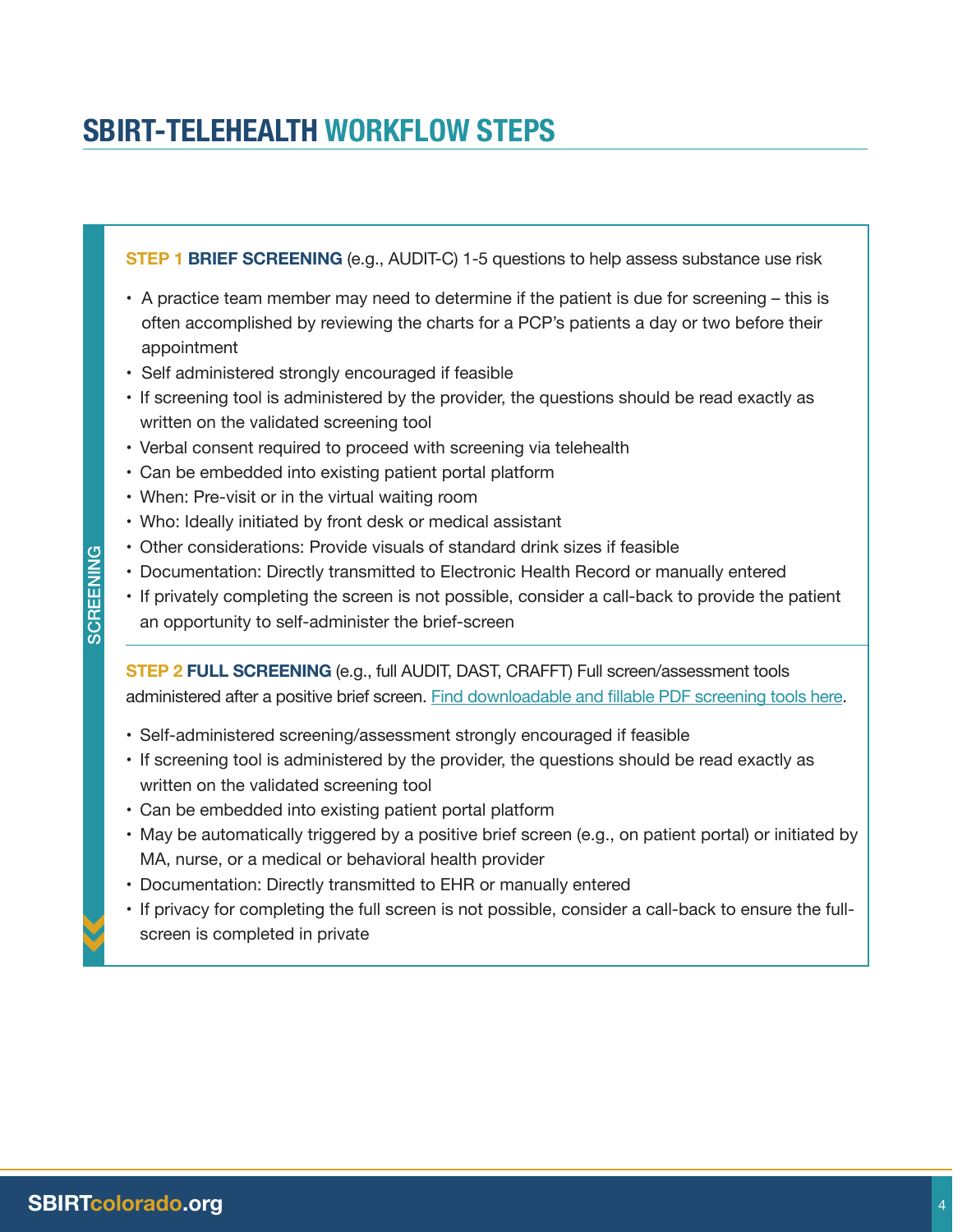# SBIRT-TELEHEALTH WORKFLOW STEPS

SCREENING

**STEP 1 BRIEF SCREENING** (e.g., AUDIT-C) 1-5 questions to help assess substance use risk

- A practice team member may need to determine if the patient is due for screening – this is often accomplished by reviewing the charts for a PCP's patients a day or two before their appointment
- Self administered strongly encouraged if feasible
- If screening tool is administered by the provider, the questions should be read exactly as written on the validated screening tool
- Verbal consent required to proceed with screening via telehealth
- Can be embedded into existing patient portal platform
- When: Pre-visit or in the virtual waiting room
- Who: Ideally initiated by front desk or medical assistant
- Other considerations: Provide visuals of standard drink sizes if feasible
- Documentation: Directly transmitted to Electronic Health Record or manually entered
- If privately completing the screen is not possible, consider a call-back to provide the patient an opportunity to self-administer the brief-screen

**STEP 2 FULL SCREENING** (e.g., full AUDIT, DAST, CRAFFT) Full screen/assessment tools administered after a positive brief screen. Find downloadable and fillable PDF screening tools here.

- Self-administered screening/assessment strongly encouraged if feasible
- If screening tool is administered by the provider, the questions should be read exactly as written on the validated screening tool
- Can be embedded into existing patient portal platform
- May be automatically triggered by a positive brief screen (e.g., on patient portal) or initiated by MA, nurse, or a medical or behavioral health provider
- Documentation: Directly transmitted to EHR or manually entered
- If privacy for completing the full screen is not possible, consider a call-back to ensure the full-screen is completed in private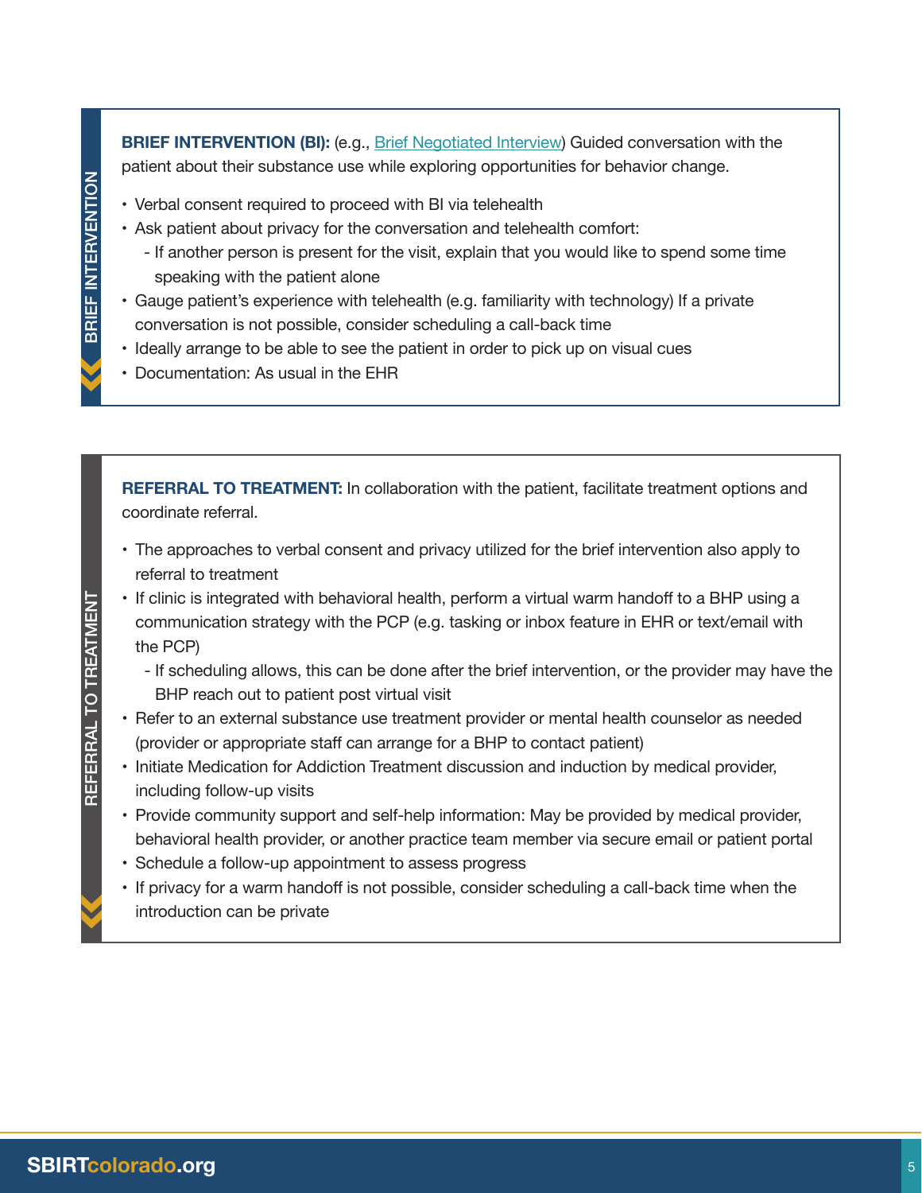## BRIEF INTERVENTION

**BRIEF INTERVENTION (BI):** (e.g., [Brief Negotiated Interview]) Guided conversation with the patient about their substance use while exploring opportunities for behavior change.

- Verbal consent required to proceed with BI via telehealth
- Ask patient about privacy for the conversation and telehealth comfort:
  - If another person is present for the visit, explain that you would like to spend some time speaking with the patient alone
- Gauge patient's experience with telehealth (e.g. familiarity with technology) If a private conversation is not possible, consider scheduling a call-back time
- Ideally arrange to be able to see the patient in order to pick up on visual cues
- Documentation: As usual in the EHR

## REFERRAL TO TREATMENT

**REFERRAL TO TREATMENT:** In collaboration with the patient, facilitate treatment options and coordinate referral.

- The approaches to verbal consent and privacy utilized for the brief intervention also apply to referral to treatment
- If clinic is integrated with behavioral health, perform a virtual warm handoff to a BHP using a communication strategy with the PCP (e.g. tasking or inbox feature in EHR or text/email with the PCP)
  - If scheduling allows, this can be done after the brief intervention, or the provider may have the BHP reach out to patient post virtual visit
- Refer to an external substance use treatment provider or mental health counselor as needed (provider or appropriate staff can arrange for a BHP to contact patient)
- Initiate Medication for Addiction Treatment discussion and induction by medical provider, including follow-up visits
- Provide community support and self-help information: May be provided by medical provider, behavioral health provider, or another practice team member via secure email or patient portal
- Schedule a follow-up appointment to assess progress
- If privacy for a warm handoff is not possible, consider scheduling a call-back time when the introduction can be private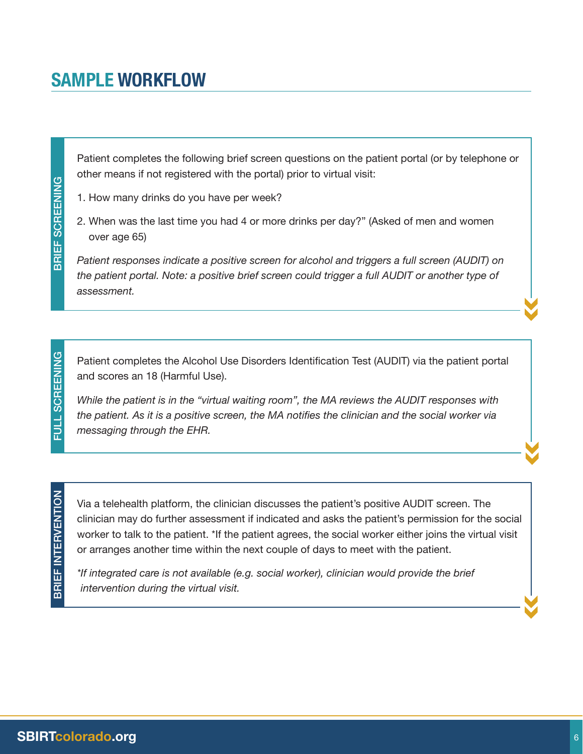# SAMPLE WORKFLOW

## BRIEF SCREENING

Patient completes the following brief screen questions on the patient portal (or by telephone or other means if not registered with the portal) prior to virtual visit:

1. How many drinks do you have per week?
2. When was the last time you had 4 or more drinks per day?" (Asked of men and women over age 65)

*Patient responses indicate a positive screen for alcohol and triggers a full screen (AUDIT) on the patient portal. Note: a positive brief screen could trigger a full AUDIT or another type of assessment.*

## FULL SCREENING

Patient completes the Alcohol Use Disorders Identification Test (AUDIT) via the patient portal and scores an 18 (Harmful Use).

*While the patient is in the "virtual waiting room", the MA reviews the AUDIT responses with the patient. As it is a positive screen, the MA notifies the clinician and the social worker via messaging through the EHR.*

## BRIEF INTERVENTION

Via a telehealth platform, the clinician discusses the patient's positive AUDIT screen. The clinician may do further assessment if indicated and asks the patient's permission for the social worker to talk to the patient. *If the patient agrees, the social worker either joins the virtual visit or arranges another time within the next couple of days to meet with the patient.

*\*If integrated care is not available (e.g. social worker), clinician would provide the brief intervention during the virtual visit.*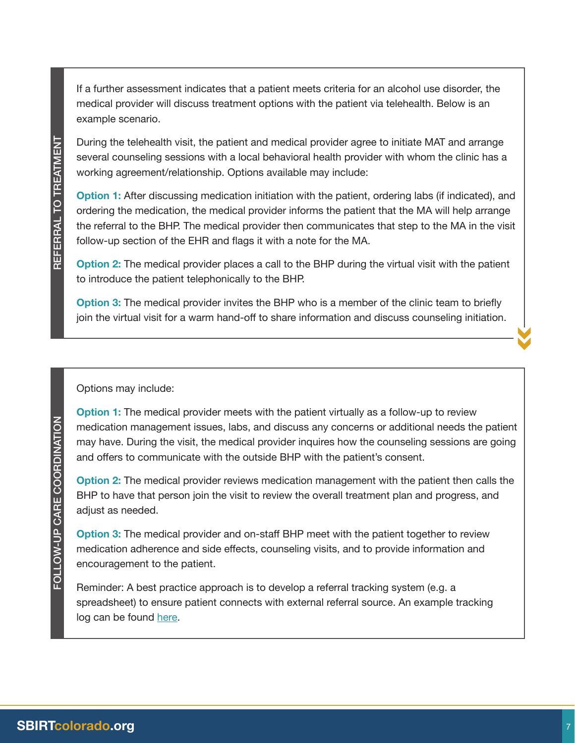## REFERRAL TO TREATMENT

If a further assessment indicates that a patient meets criteria for an alcohol use disorder, the medical provider will discuss treatment options with the patient via telehealth. Below is an example scenario.

During the telehealth visit, the patient and medical provider agree to initiate MAT and arrange several counseling sessions with a local behavioral health provider with whom the clinic has a working agreement/relationship. Options available may include:

**Option 1:** After discussing medication initiation with the patient, ordering labs (if indicated), and ordering the medication, the medical provider informs the patient that the MA will help arrange the referral to the BHP. The medical provider then communicates that step to the MA in the visit follow-up section of the EHR and flags it with a note for the MA.

**Option 2:** The medical provider places a call to the BHP during the virtual visit with the patient to introduce the patient telephonically to the BHP.

**Option 3:** The medical provider invites the BHP who is a member of the clinic team to briefly join the virtual visit for a warm hand-off to share information and discuss counseling initiation.

## FOLLOW-UP CARE COORDINATION

Options may include:

**Option 1:** The medical provider meets with the patient virtually as a follow-up to review medication management issues, labs, and discuss any concerns or additional needs the patient may have. During the visit, the medical provider inquires how the counseling sessions are going and offers to communicate with the outside BHP with the patient's consent.

**Option 2:** The medical provider reviews medication management with the patient then calls the BHP to have that person join the visit to review the overall treatment plan and progress, and adjust as needed.

**Option 3:** The medical provider and on-staff BHP meet with the patient together to review medication adherence and side effects, counseling visits, and to provide information and encouragement to the patient.

Reminder: A best practice approach is to develop a referral tracking system (e.g. a spreadsheet) to ensure patient connects with external referral source. An example tracking log can be found here.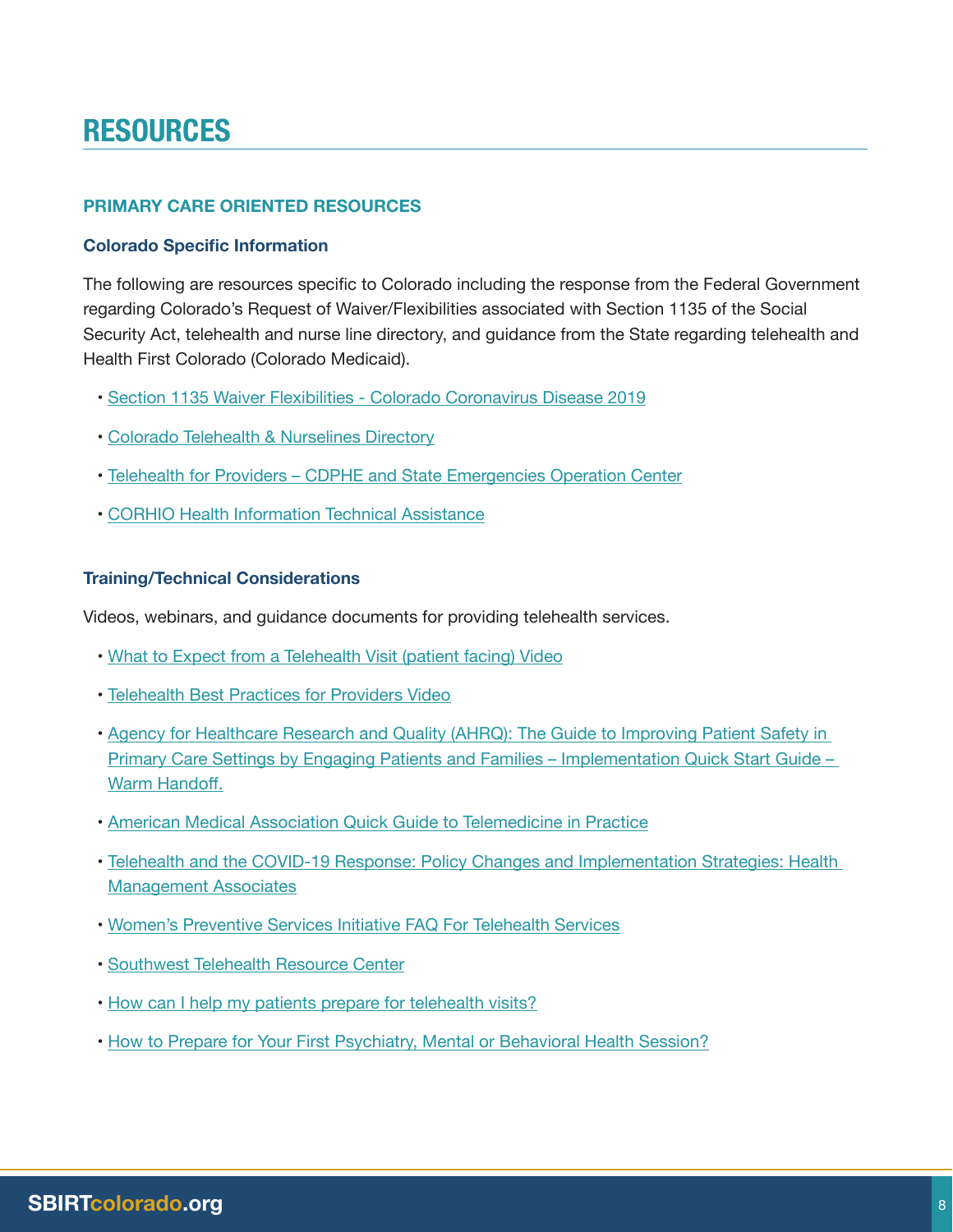# RESOURCES

## PRIMARY CARE ORIENTED RESOURCES

### Colorado Specific Information

The following are resources specific to Colorado including the response from the Federal Government regarding Colorado's Request of Waiver/Flexibilities associated with Section 1135 of the Social Security Act, telehealth and nurse line directory, and guidance from the State regarding telehealth and Health First Colorado (Colorado Medicaid).

- Section 1135 Waiver Flexibilities - Colorado Coronavirus Disease 2019
- Colorado Telehealth & Nurselines Directory
- Telehealth for Providers – CDPHE and State Emergencies Operation Center
- CORHIO Health Information Technical Assistance

### Training/Technical Considerations

Videos, webinars, and guidance documents for providing telehealth services.

- What to Expect from a Telehealth Visit (patient facing) Video
- Telehealth Best Practices for Providers Video
- Agency for Healthcare Research and Quality (AHRQ): The Guide to Improving Patient Safety in Primary Care Settings by Engaging Patients and Families – Implementation Quick Start Guide – Warm Handoff.
- American Medical Association Quick Guide to Telemedicine in Practice
- Telehealth and the COVID-19 Response: Policy Changes and Implementation Strategies: Health Management Associates
- Women's Preventive Services Initiative FAQ For Telehealth Services
- Southwest Telehealth Resource Center
- How can I help my patients prepare for telehealth visits?
- How to Prepare for Your First Psychiatry, Mental or Behavioral Health Session?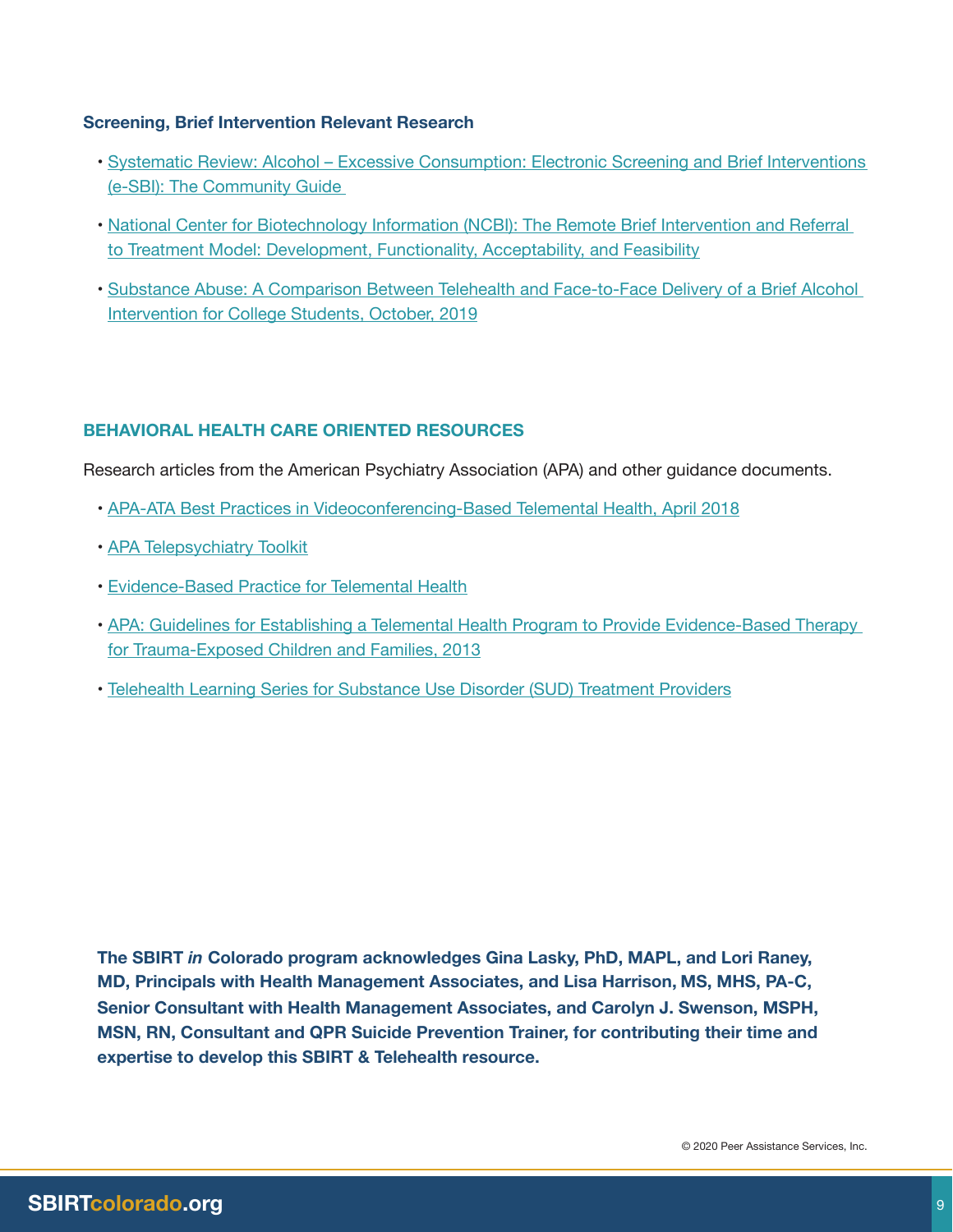### Screening, Brief Intervention Relevant Research

- Systematic Review: Alcohol – Excessive Consumption: Electronic Screening and Brief Interventions (e-SBI): The Community Guide
- National Center for Biotechnology Information (NCBI): The Remote Brief Intervention and Referral to Treatment Model: Development, Functionality, Acceptability, and Feasibility
- Substance Abuse: A Comparison Between Telehealth and Face-to-Face Delivery of a Brief Alcohol Intervention for College Students, October, 2019

## BEHAVIORAL HEALTH CARE ORIENTED RESOURCES

Research articles from the American Psychiatry Association (APA) and other guidance documents.

- APA-ATA Best Practices in Videoconferencing-Based Telemental Health, April 2018
- APA Telepsychiatry Toolkit
- Evidence-Based Practice for Telemental Health
- APA: Guidelines for Establishing a Telemental Health Program to Provide Evidence-Based Therapy for Trauma-Exposed Children and Families, 2013
- Telehealth Learning Series for Substance Use Disorder (SUD) Treatment Providers

**The SBIRT *in* Colorado program acknowledges Gina Lasky, PhD, MAPL, and Lori Raney, MD, Principals with Health Management Associates, and Lisa Harrison, MS, MHS, PA-C, Senior Consultant with Health Management Associates, and Carolyn J. Swenson, MSPH, MSN, RN, Consultant and QPR Suicide Prevention Trainer, for contributing their time and expertise to develop this SBIRT & Telehealth resource.**

© 2020 Peer Assistance Services, Inc.

SBIRTcolorado.org